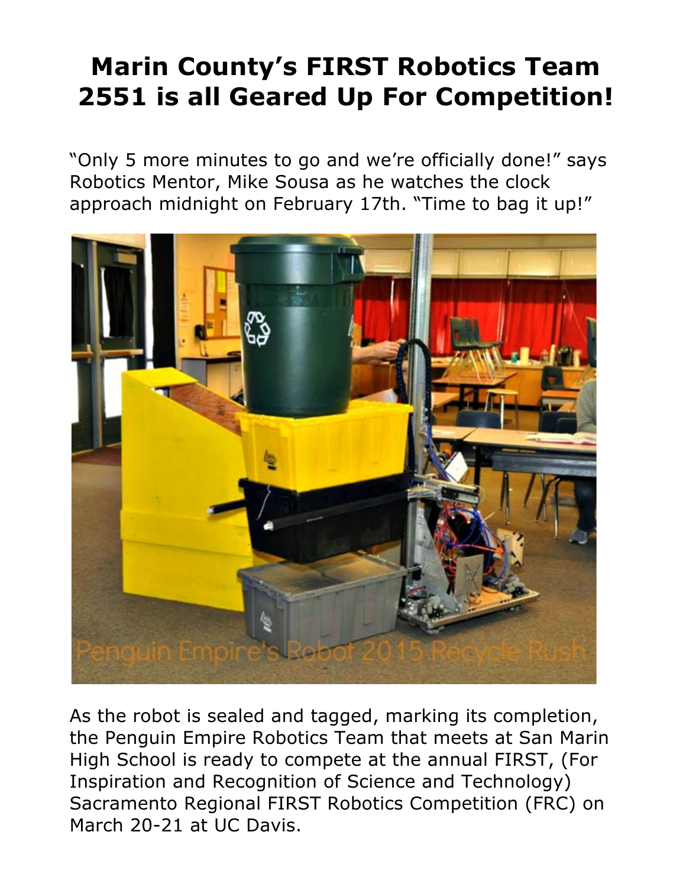# Marin County's FIRST Robotics Team 2551 is all Geared Up For Competition!

"Only 5 more minutes to go and we're officially done!" says Robotics Mentor, Mike Sousa as he watches the clock approach midnight on February 17th. "Time to bag it up!"

As the robot is sealed and tagged, marking its completion, the Penguin Empire Robotics Team that meets at San Marin High School is ready to compete at the annual FIRST, (For Inspiration and Recognition of Science and Technology) Sacramento Regional FIRST Robotics Competition (FRC) on March 20-21 at UC Davis.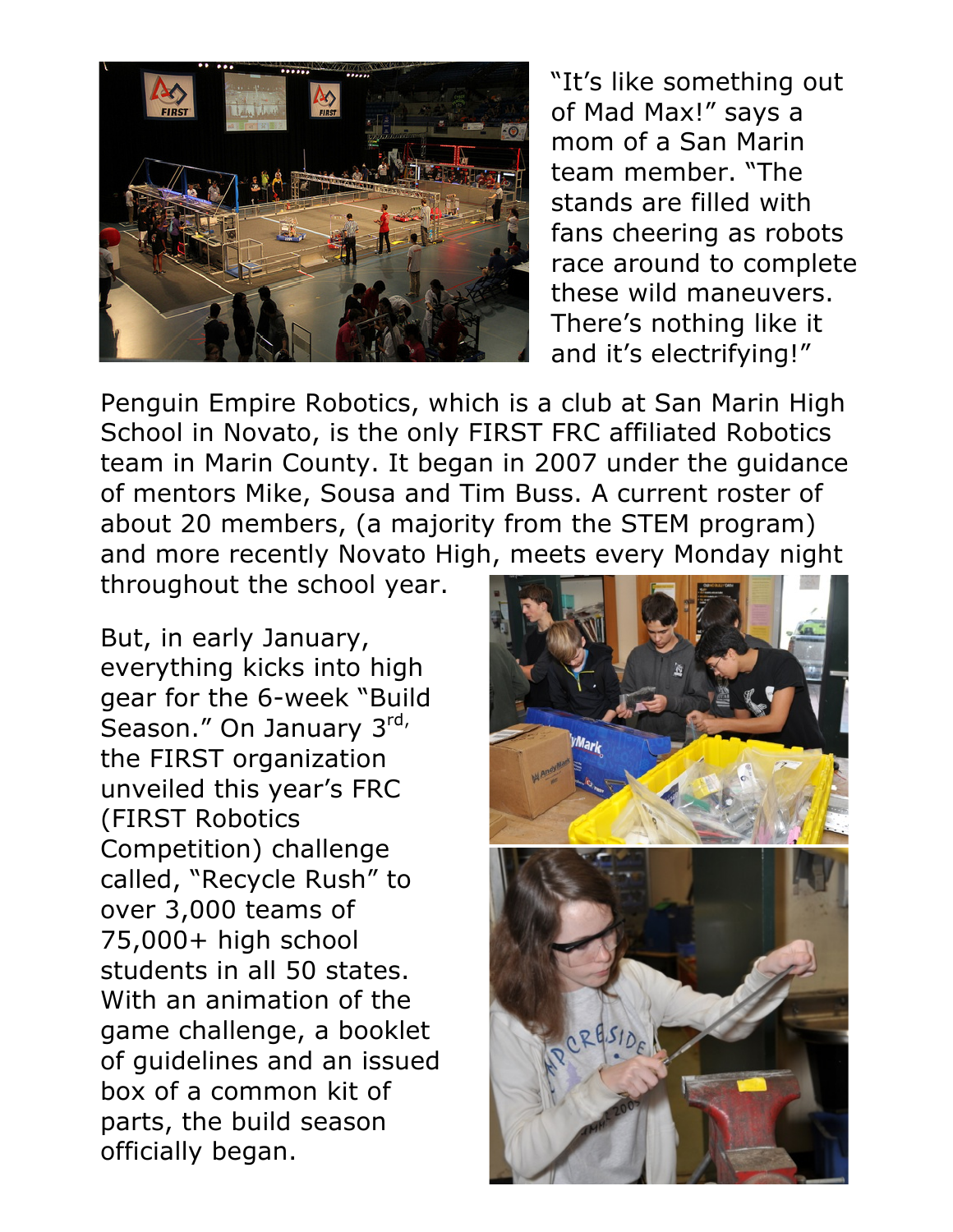"It's like something out of Mad Max!" says a mom of a San Marin team member. "The stands are filled with fans cheering as robots race around to complete these wild maneuvers. There's nothing like it and it's electrifying!"

Penguin Empire Robotics, which is a club at San Marin High School in Novato, is the only FIRST FRC affiliated Robotics team in Marin County. It began in 2007 under the guidance of mentors Mike, Sousa and Tim Buss. A current roster of about 20 members, (a majority from the STEM program) and more recently Novato High, meets every Monday night throughout the school year.

But, in early January, everything kicks into high gear for the 6-week "Build Season." On January 3rd, the FIRST organization unveiled this year's FRC (FIRST Robotics Competition) challenge called, "Recycle Rush" to over 3,000 teams of 75,000+ high school students in all 50 states. With an animation of the game challenge, a booklet of guidelines and an issued box of a common kit of parts, the build season officially began.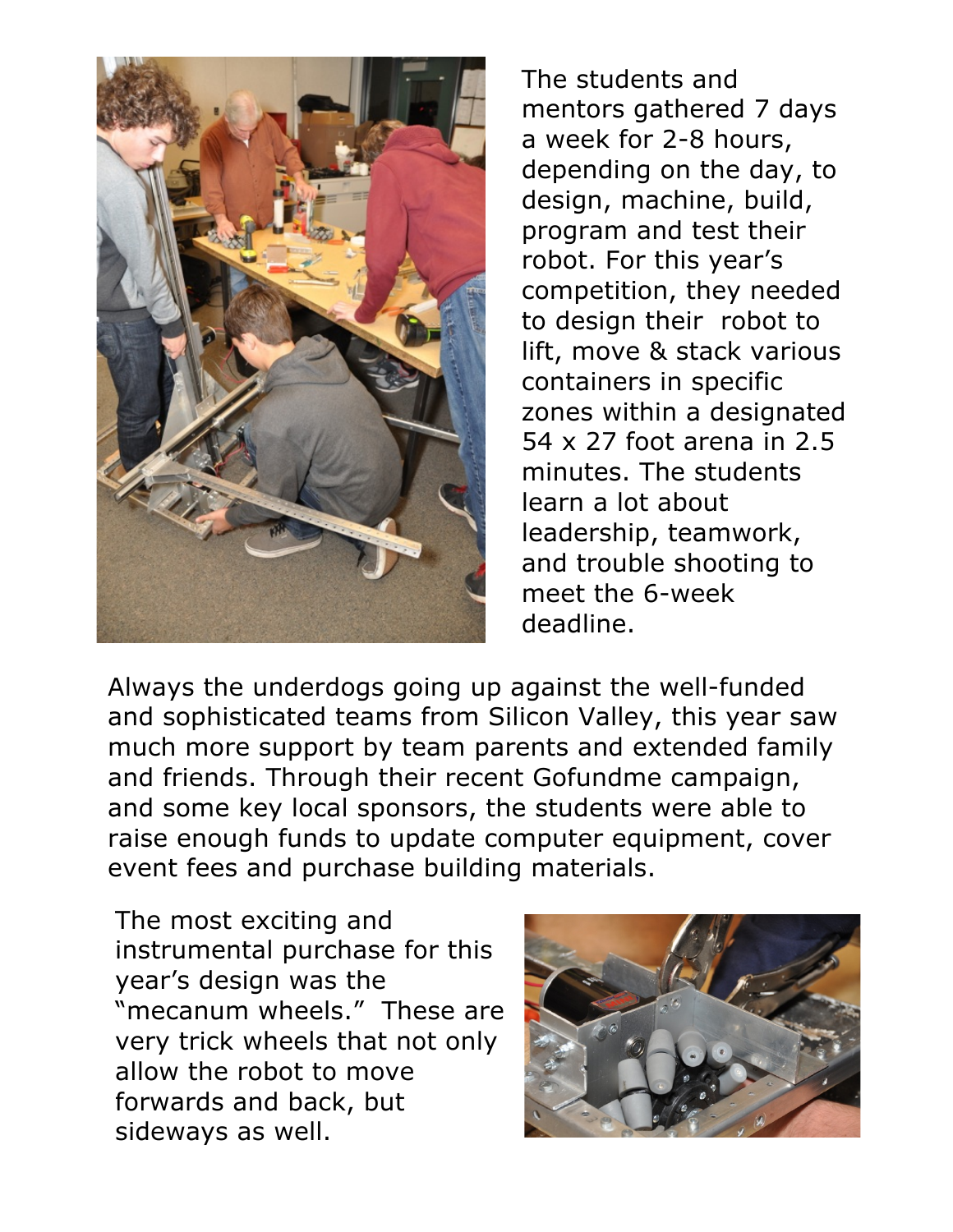The students and mentors gathered 7 days a week for 2-8 hours, depending on the day, to design, machine, build, program and test their robot. For this year's competition, they needed to design their robot to lift, move & stack various containers in specific zones within a designated 54 x 27 foot arena in 2.5 minutes. The students learn a lot about leadership, teamwork, and trouble shooting to meet the 6-week deadline.

Always the underdogs going up against the well-funded and sophisticated teams from Silicon Valley, this year saw much more support by team parents and extended family and friends. Through their recent Gofundme campaign, and some key local sponsors, the students were able to raise enough funds to update computer equipment, cover event fees and purchase building materials.

The most exciting and instrumental purchase for this year's design was the "mecanum wheels." These are very trick wheels that not only allow the robot to move forwards and back, but sideways as well.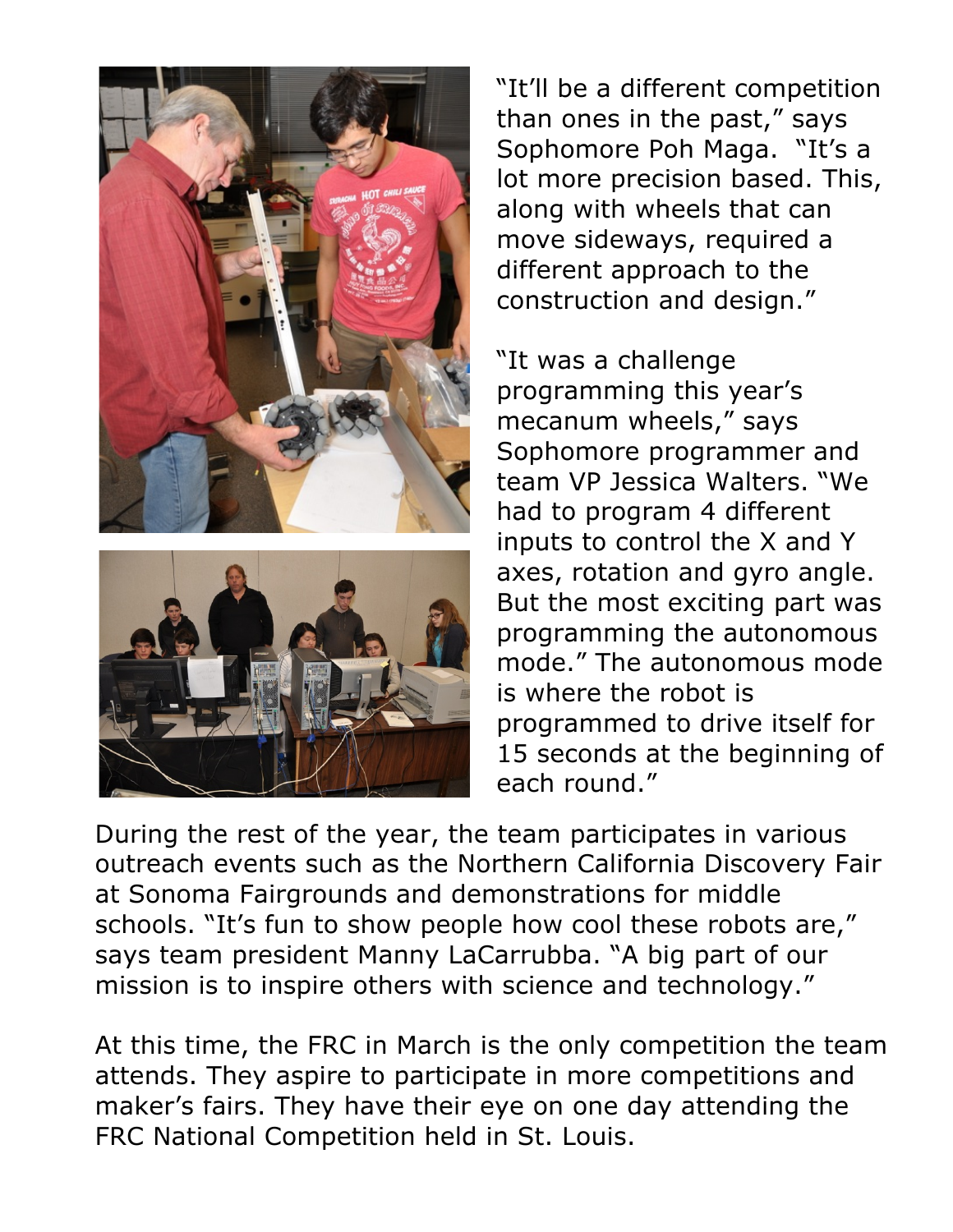"It'll be a different competition than ones in the past," says Sophomore Poh Maga. "It's a lot more precision based. This, along with wheels that can move sideways, required a different approach to the construction and design."

"It was a challenge programming this year's mecanum wheels," says Sophomore programmer and team VP Jessica Walters. "We had to program 4 different inputs to control the X and Y axes, rotation and gyro angle. But the most exciting part was programming the autonomous mode." The autonomous mode is where the robot is programmed to drive itself for 15 seconds at the beginning of each round."

During the rest of the year, the team participates in various outreach events such as the Northern California Discovery Fair at Sonoma Fairgrounds and demonstrations for middle schools. "It's fun to show people how cool these robots are," says team president Manny LaCarrubba. "A big part of our mission is to inspire others with science and technology."

At this time, the FRC in March is the only competition the team attends. They aspire to participate in more competitions and maker's fairs. They have their eye on one day attending the FRC National Competition held in St. Louis.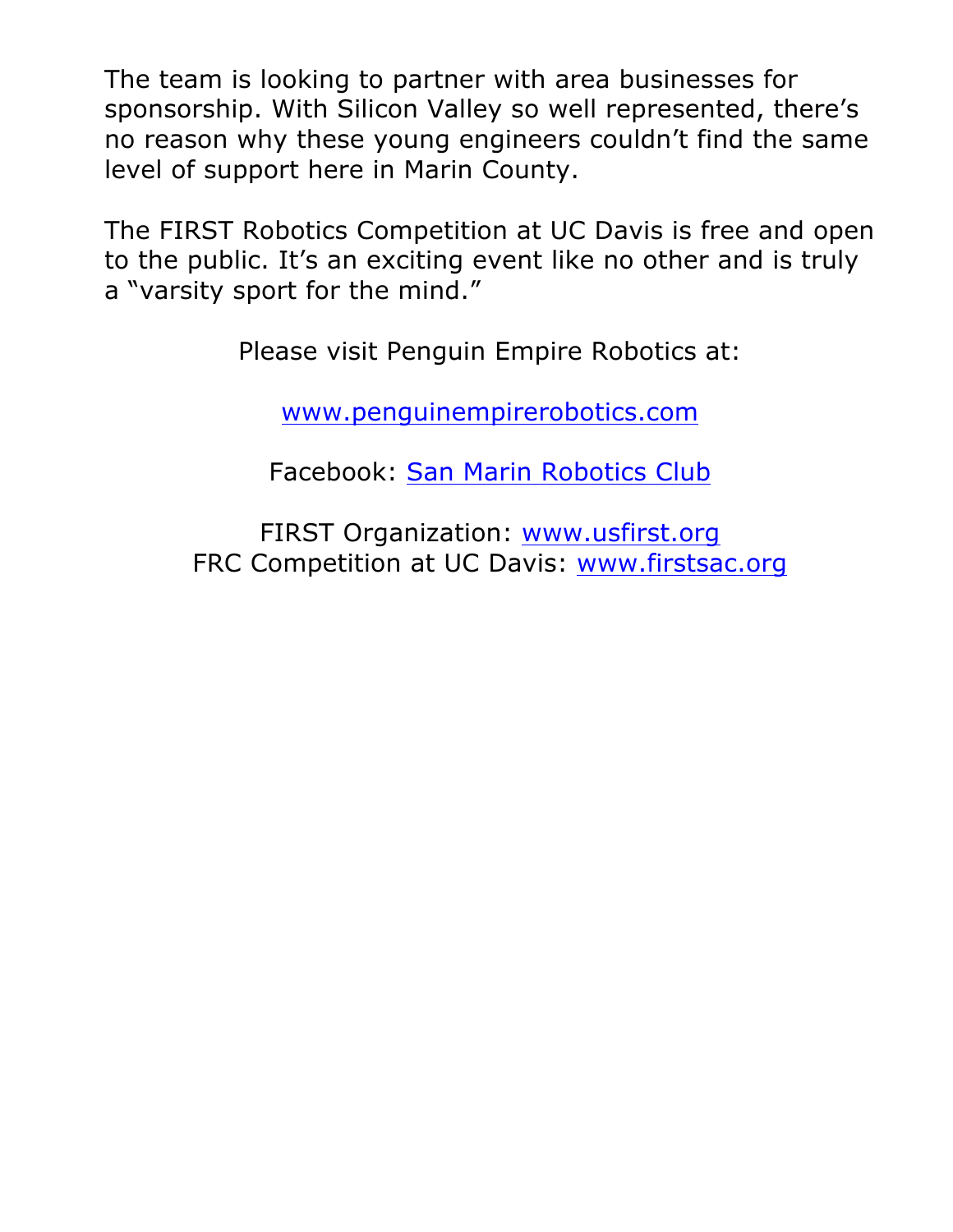The team is looking to partner with area businesses for sponsorship. With Silicon Valley so well represented, there's no reason why these young engineers couldn't find the same level of support here in Marin County.

The FIRST Robotics Competition at UC Davis is free and open to the public. It's an exciting event like no other and is truly a "varsity sport for the mind."

Please visit Penguin Empire Robotics at:

www.penguinempirerobotics.com

Facebook: San Marin Robotics Club

FIRST Organization: www.usfirst.org
FRC Competition at UC Davis: www.firstsac.org